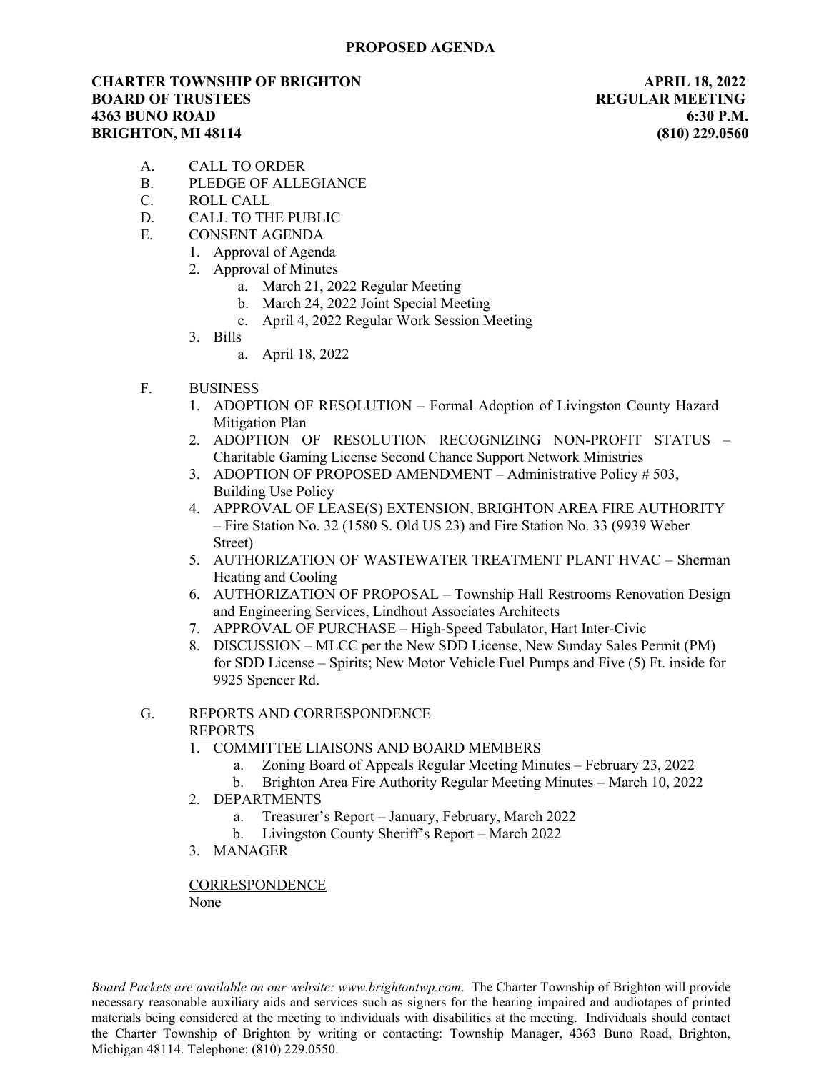# PROPOSED AGENDA

**CHARTER TOWNSHIP OF BRIGHTON**
**BOARD OF TRUSTEES**
**4363 BUNO ROAD**
**BRIGHTON, MI 48114**

**APRIL 18, 2022**
**REGULAR MEETING**
**6:30 P.M.**
**(810) 229.0560**

A. CALL TO ORDER
B. PLEDGE OF ALLEGIANCE
C. ROLL CALL
D. CALL TO THE PUBLIC
E. CONSENT AGENDA
   1. Approval of Agenda
   2. Approval of Minutes
      a. March 21, 2022 Regular Meeting
      b. March 24, 2022 Joint Special Meeting
      c. April 4, 2022 Regular Work Session Meeting
   3. Bills
      a. April 18, 2022

F. BUSINESS
   1. ADOPTION OF RESOLUTION – Formal Adoption of Livingston County Hazard Mitigation Plan
   2. ADOPTION OF RESOLUTION RECOGNIZING NON-PROFIT STATUS – Charitable Gaming License Second Chance Support Network Ministries
   3. ADOPTION OF PROPOSED AMENDMENT – Administrative Policy # 503, Building Use Policy
   4. APPROVAL OF LEASE(S) EXTENSION, BRIGHTON AREA FIRE AUTHORITY – Fire Station No. 32 (1580 S. Old US 23) and Fire Station No. 33 (9939 Weber Street)
   5. AUTHORIZATION OF WASTEWATER TREATMENT PLANT HVAC – Sherman Heating and Cooling
   6. AUTHORIZATION OF PROPOSAL – Township Hall Restrooms Renovation Design and Engineering Services, Lindhout Associates Architects
   7. APPROVAL OF PURCHASE – High-Speed Tabulator, Hart Inter-Civic
   8. DISCUSSION – MLCC per the New SDD License, New Sunday Sales Permit (PM) for SDD License – Spirits; New Motor Vehicle Fuel Pumps and Five (5) Ft. inside for 9925 Spencer Rd.

G. REPORTS AND CORRESPONDENCE

   REPORTS

   1. COMMITTEE LIAISONS AND BOARD MEMBERS
      a. Zoning Board of Appeals Regular Meeting Minutes – February 23, 2022
      b. Brighton Area Fire Authority Regular Meeting Minutes – March 10, 2022
   2. DEPARTMENTS
      a. Treasurer's Report – January, February, March 2022
      b. Livingston County Sheriff's Report – March 2022
   3. MANAGER

   CORRESPONDENCE

   None

*Board Packets are available on our website: www.brightontwp.com*. The Charter Township of Brighton will provide necessary reasonable auxiliary aids and services such as signers for the hearing impaired and audiotapes of printed materials being considered at the meeting to individuals with disabilities at the meeting. Individuals should contact the Charter Township of Brighton by writing or contacting: Township Manager, 4363 Buno Road, Brighton, Michigan 48114. Telephone: (810) 229.0550.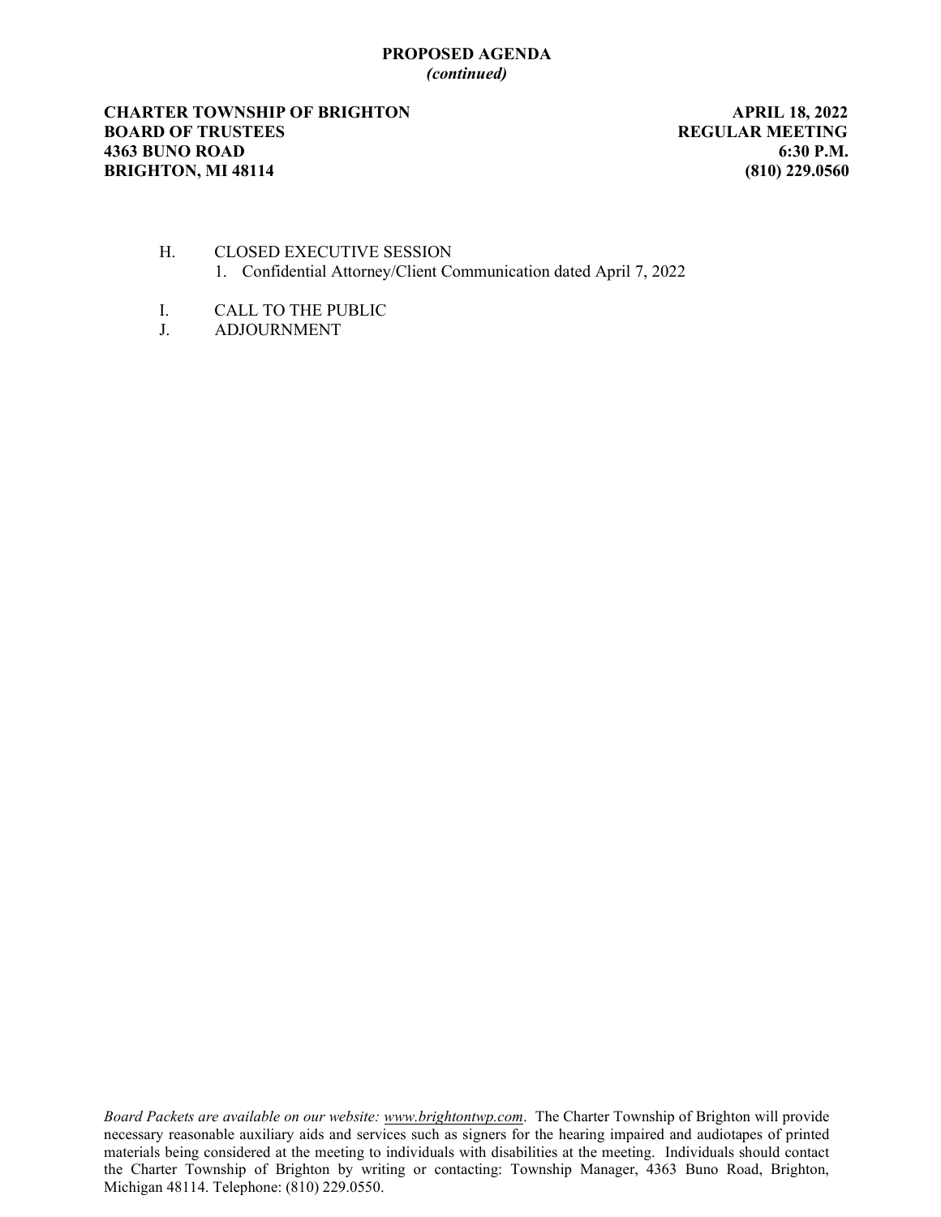**PROPOSED AGENDA**
***(continued)***

**CHARTER TOWNSHIP OF BRIGHTON**
**BOARD OF TRUSTEES**
**4363 BUNO ROAD**
**BRIGHTON, MI 48114**

**APRIL 18, 2022**
**REGULAR MEETING**
**6:30 P.M.**
**(810) 229.0560**

H. CLOSED EXECUTIVE SESSION
   1. Confidential Attorney/Client Communication dated April 7, 2022

I. CALL TO THE PUBLIC

J. ADJOURNMENT

*Board Packets are available on our website: www.brightontwp.com*. The Charter Township of Brighton will provide necessary reasonable auxiliary aids and services such as signers for the hearing impaired and audiotapes of printed materials being considered at the meeting to individuals with disabilities at the meeting. Individuals should contact the Charter Township of Brighton by writing or contacting: Township Manager, 4363 Buno Road, Brighton, Michigan 48114. Telephone: (810) 229.0550.